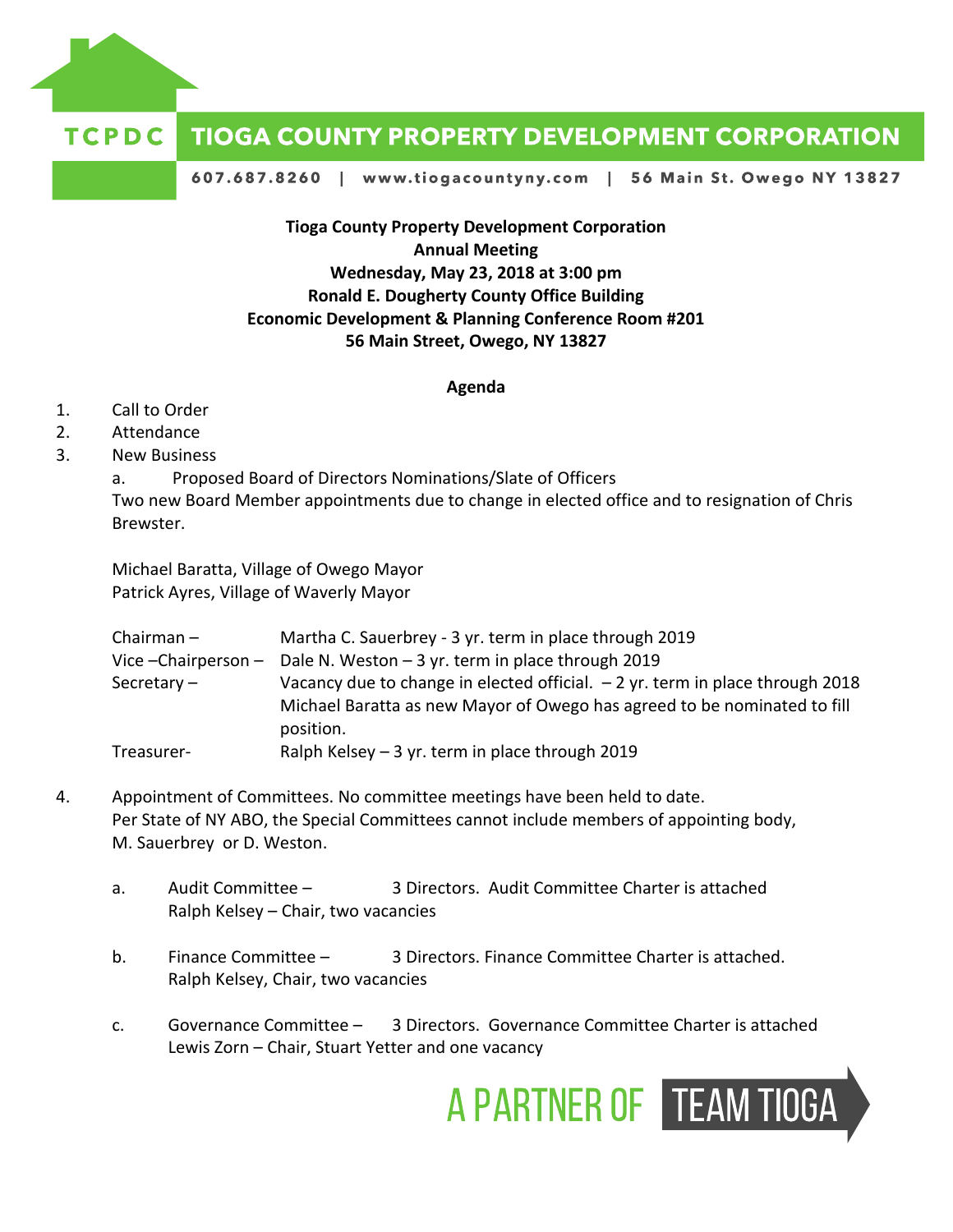# TCPDC TIOGA COUNTY PROPERTY DEVELOPMENT CORPORATION

607.687.8260 | www.tiogacountyny.com | 56 Main St. Owego NY 13827

**Tioga County Property Development Corporation**
**Annual Meeting**
**Wednesday, May 23, 2018 at 3:00 pm**
**Ronald E. Dougherty County Office Building**
**Economic Development & Planning Conference Room #201**
**56 Main Street, Owego, NY 13827**

**Agenda**

1. Call to Order
2. Attendance
3. New Business

   a. Proposed Board of Directors Nominations/Slate of Officers

   Two new Board Member appointments due to change in elected office and to resignation of Chris Brewster.

   Michael Baratta, Village of Owego Mayor
   Patrick Ayres, Village of Waverly Mayor

   Chairman – Martha C. Sauerbrey - 3 yr. term in place through 2019

   Vice –Chairperson – Dale N. Weston – 3 yr. term in place through 2019

   Secretary – Vacancy due to change in elected official. – 2 yr. term in place through 2018. Michael Baratta as new Mayor of Owego has agreed to be nominated to fill position.

   Treasurer- Ralph Kelsey – 3 yr. term in place through 2019

4. Appointment of Committees. No committee meetings have been held to date.
   Per State of NY ABO, the Special Committees cannot include members of appointing body, M. Sauerbrey or D. Weston.

   a. Audit Committee – 3 Directors. Audit Committee Charter is attached
      Ralph Kelsey – Chair, two vacancies

   b. Finance Committee – 3 Directors. Finance Committee Charter is attached.
      Ralph Kelsey, Chair, two vacancies

   c. Governance Committee – 3 Directors. Governance Committee Charter is attached
      Lewis Zorn – Chair, Stuart Yetter and one vacancy

A PARTNER OF TEAM TIOGA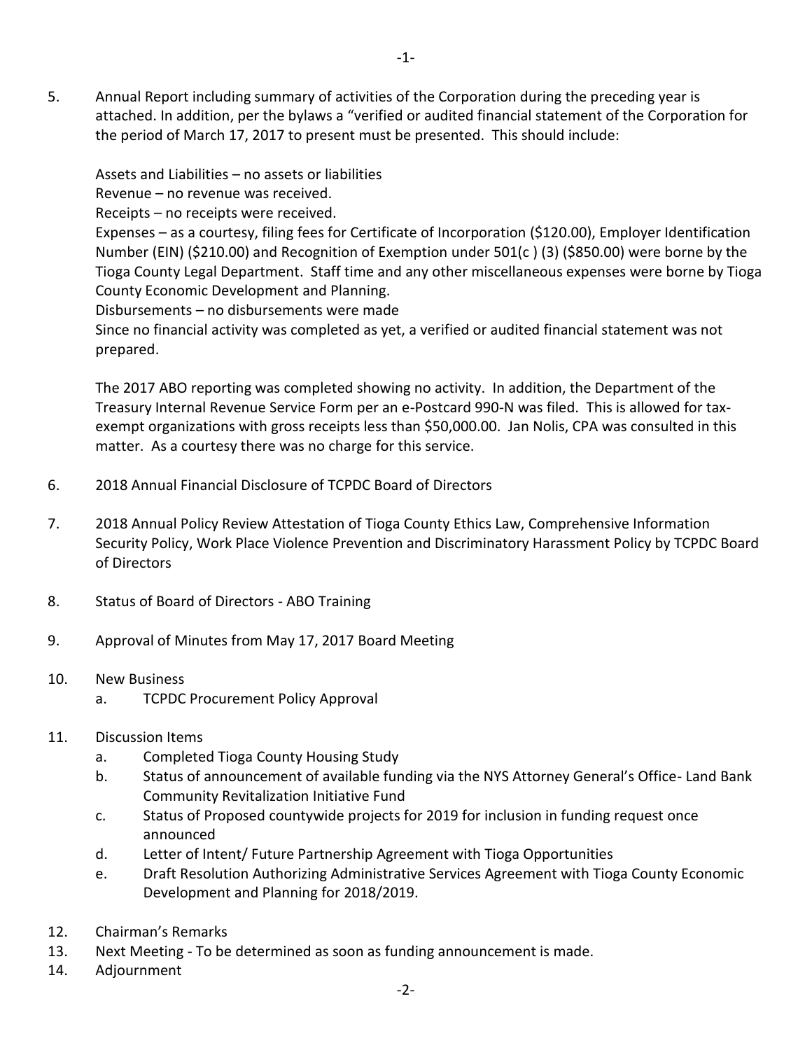5. Annual Report including summary of activities of the Corporation during the preceding year is attached. In addition, per the bylaws a "verified or audited financial statement of the Corporation for the period of March 17, 2017 to present must be presented. This should include:

   Assets and Liabilities – no assets or liabilities
   Revenue – no revenue was received.
   Receipts – no receipts were received.
   Expenses – as a courtesy, filing fees for Certificate of Incorporation ($120.00), Employer Identification Number (EIN) ($210.00) and Recognition of Exemption under 501(c ) (3) ($850.00) were borne by the Tioga County Legal Department. Staff time and any other miscellaneous expenses were borne by Tioga County Economic Development and Planning.
   Disbursements – no disbursements were made
   Since no financial activity was completed as yet, a verified or audited financial statement was not prepared.

   The 2017 ABO reporting was completed showing no activity. In addition, the Department of the Treasury Internal Revenue Service Form per an e-Postcard 990-N was filed. This is allowed for tax-exempt organizations with gross receipts less than $50,000.00. Jan Nolis, CPA was consulted in this matter. As a courtesy there was no charge for this service.

6. 2018 Annual Financial Disclosure of TCPDC Board of Directors

7. 2018 Annual Policy Review Attestation of Tioga County Ethics Law, Comprehensive Information Security Policy, Work Place Violence Prevention and Discriminatory Harassment Policy by TCPDC Board of Directors

8. Status of Board of Directors - ABO Training

9. Approval of Minutes from May 17, 2017 Board Meeting

10. New Business
    a. TCPDC Procurement Policy Approval

11. Discussion Items
    a. Completed Tioga County Housing Study
    b. Status of announcement of available funding via the NYS Attorney General's Office- Land Bank Community Revitalization Initiative Fund
    c. Status of Proposed countywide projects for 2019 for inclusion in funding request once announced
    d. Letter of Intent/ Future Partnership Agreement with Tioga Opportunities
    e. Draft Resolution Authorizing Administrative Services Agreement with Tioga County Economic Development and Planning for 2018/2019.

12. Chairman's Remarks
13. Next Meeting - To be determined as soon as funding announcement is made.
14. Adjournment